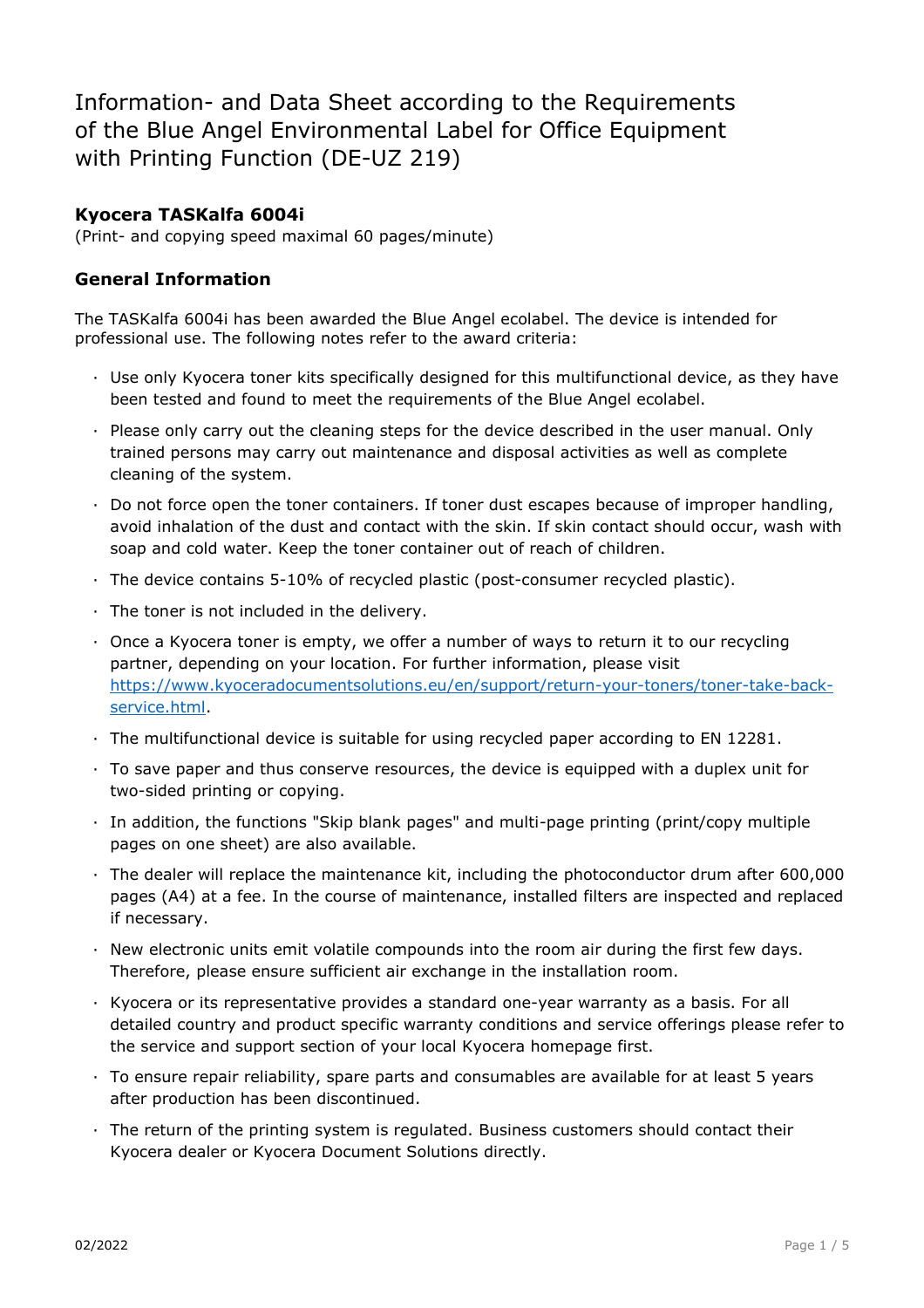# Information- and Data Sheet according to the Requirements of the Blue Angel Environmental Label for Office Equipment with Printing Function (DE-UZ 219)

### Kyocera TASKalfa 6004i

(Print- and copying speed maximal 60 pages/minute)

## General Information

The TASKalfa 6004i has been awarded the Blue Angel ecolabel. The device is intended for professional use. The following notes refer to the award criteria:

- Use only Kyocera toner kits specifically designed for this multifunctional device, as they have been tested and found to meet the requirements of the Blue Angel ecolabel.
- Please only carry out the cleaning steps for the device described in the user manual. Only trained persons may carry out maintenance and disposal activities as well as complete cleaning of the system.
- Do not force open the toner containers. If toner dust escapes because of improper handling, avoid inhalation of the dust and contact with the skin. If skin contact should occur, wash with soap and cold water. Keep the toner container out of reach of children.
- The device contains 5-10% of recycled plastic (post-consumer recycled plastic).
- The toner is not included in the delivery.
- Once a Kyocera toner is empty, we offer a number of ways to return it to our recycling partner, depending on your location. For further information, please visit [https://www.kyoceradocumentsolutions.eu/en/support/return-your-toners/toner-take-back-service.html](https://www.kyoceradocumentsolutions.eu/en/support/return-your-toners/toner-take-back-service.html).
- The multifunctional device is suitable for using recycled paper according to EN 12281.
- To save paper and thus conserve resources, the device is equipped with a duplex unit for two-sided printing or copying.
- In addition, the functions "Skip blank pages" and multi-page printing (print/copy multiple pages on one sheet) are also available.
- The dealer will replace the maintenance kit, including the photoconductor drum after 600,000 pages (A4) at a fee. In the course of maintenance, installed filters are inspected and replaced if necessary.
- New electronic units emit volatile compounds into the room air during the first few days. Therefore, please ensure sufficient air exchange in the installation room.
- Kyocera or its representative provides a standard one-year warranty as a basis. For all detailed country and product specific warranty conditions and service offerings please refer to the service and support section of your local Kyocera homepage first.
- To ensure repair reliability, spare parts and consumables are available for at least 5 years after production has been discontinued.
- The return of the printing system is regulated. Business customers should contact their Kyocera dealer or Kyocera Document Solutions directly.

02/2022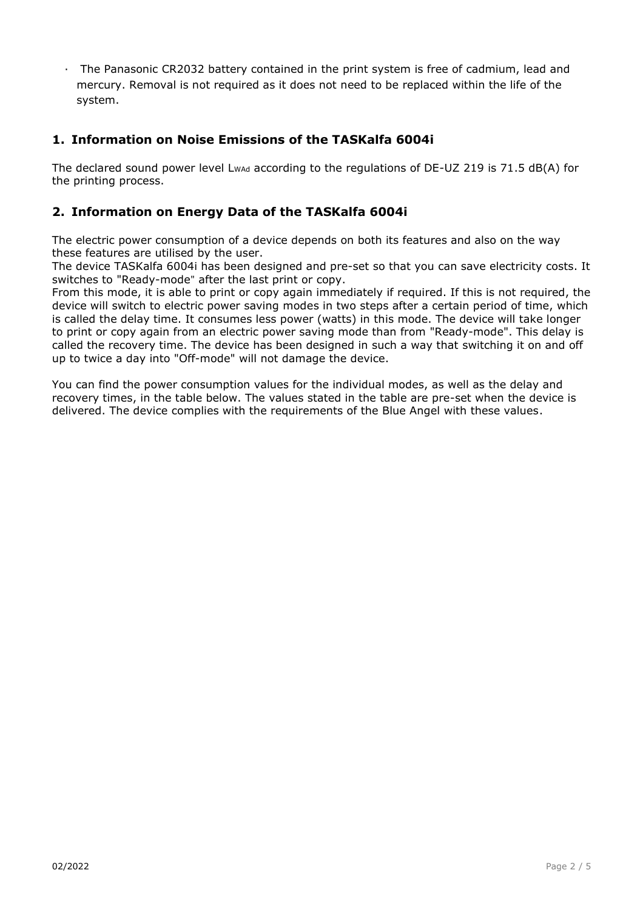- The Panasonic CR2032 battery contained in the print system is free of cadmium, lead and mercury. Removal is not required as it does not need to be replaced within the life of the system.

## 1. Information on Noise Emissions of the TASKalfa 6004i

The declared sound power level $L_{WAd}$ according to the regulations of DE-UZ 219 is 71.5 dB(A) for the printing process.

## 2. Information on Energy Data of the TASKalfa 6004i

The electric power consumption of a device depends on both its features and also on the way these features are utilised by the user.
The device TASKalfa 6004i has been designed and pre-set so that you can save electricity costs. It switches to "Ready-mode" after the last print or copy.
From this mode, it is able to print or copy again immediately if required. If this is not required, the device will switch to electric power saving modes in two steps after a certain period of time, which is called the delay time. It consumes less power (watts) in this mode. The device will take longer to print or copy again from an electric power saving mode than from "Ready-mode". This delay is called the recovery time. The device has been designed in such a way that switching it on and off up to twice a day into "Off-mode" will not damage the device.

You can find the power consumption values for the individual modes, as well as the delay and recovery times, in the table below. The values stated in the table are pre-set when the device is delivered. The device complies with the requirements of the Blue Angel with these values.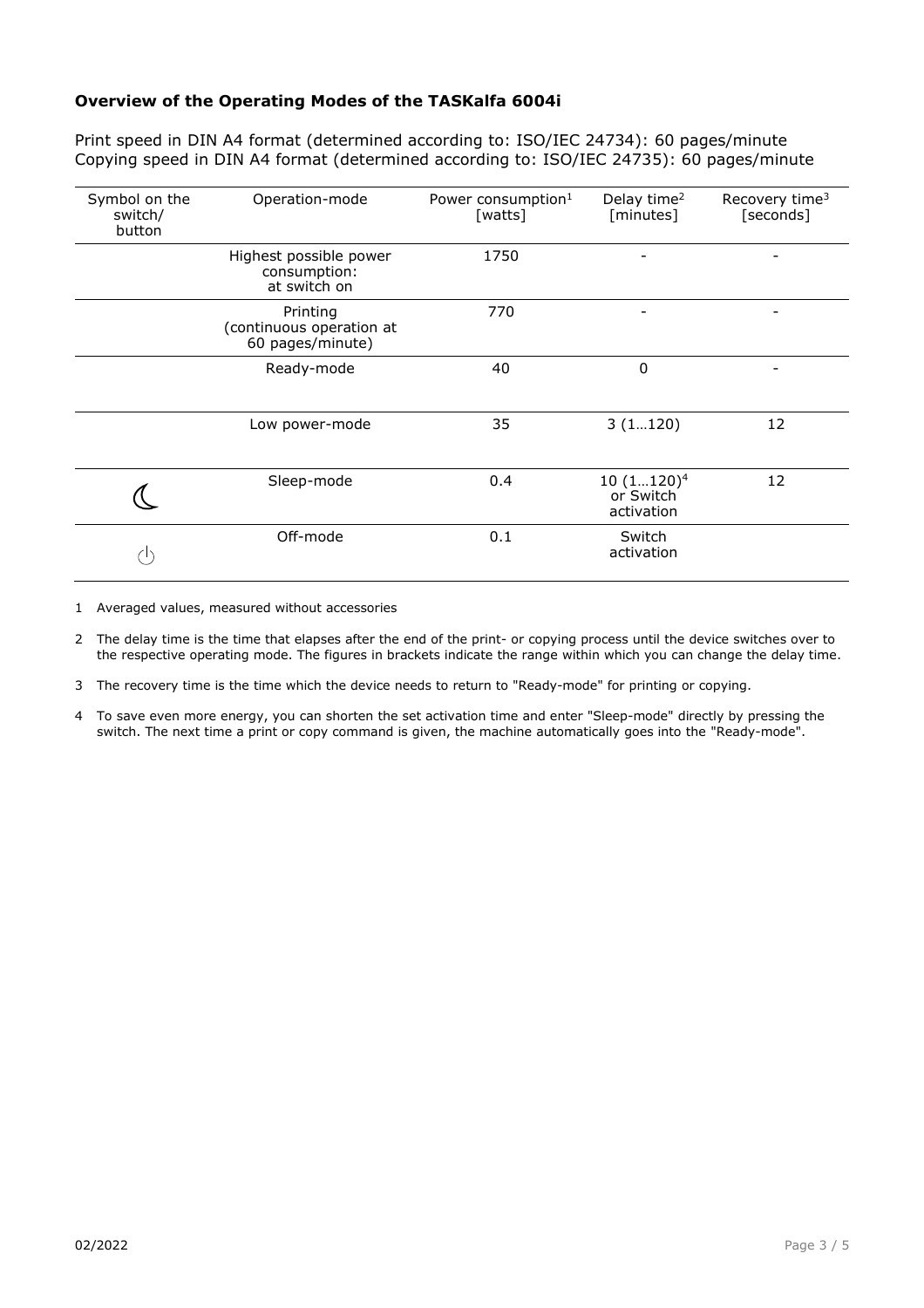**Overview of the Operating Modes of the TASKalfa 6004i**

Print speed in DIN A4 format (determined according to: ISO/IEC 24734): 60 pages/minute
Copying speed in DIN A4 format (determined according to: ISO/IEC 24735): 60 pages/minute

| Symbol on the switch/ button | Operation-mode | Power consumption[1] [watts] | Delay time[2] [minutes] | Recovery time[3] [seconds] |
|---|---|---|---|---|
| | Highest possible power consumption: at switch on | 1750 | - | - |
| | Printing (continuous operation at 60 pages/minute) | 770 | - | - |
| | Ready-mode | 40 | 0 | - |
| | Low power-mode | 35 | 3 (1…120) | 12 |
| ☾ | Sleep-mode | 0.4 | 10 (1…120)[4] or Switch activation | 12 |
| ⏻ | Off-mode | 0.1 | Switch activation | |

1 Averaged values, measured without accessories

2 The delay time is the time that elapses after the end of the print- or copying process until the device switches over to the respective operating mode. The figures in brackets indicate the range within which you can change the delay time.

3 The recovery time is the time which the device needs to return to "Ready-mode" for printing or copying.

4 To save even more energy, you can shorten the set activation time and enter "Sleep-mode" directly by pressing the switch. The next time a print or copy command is given, the machine automatically goes into the "Ready-mode".

02/2022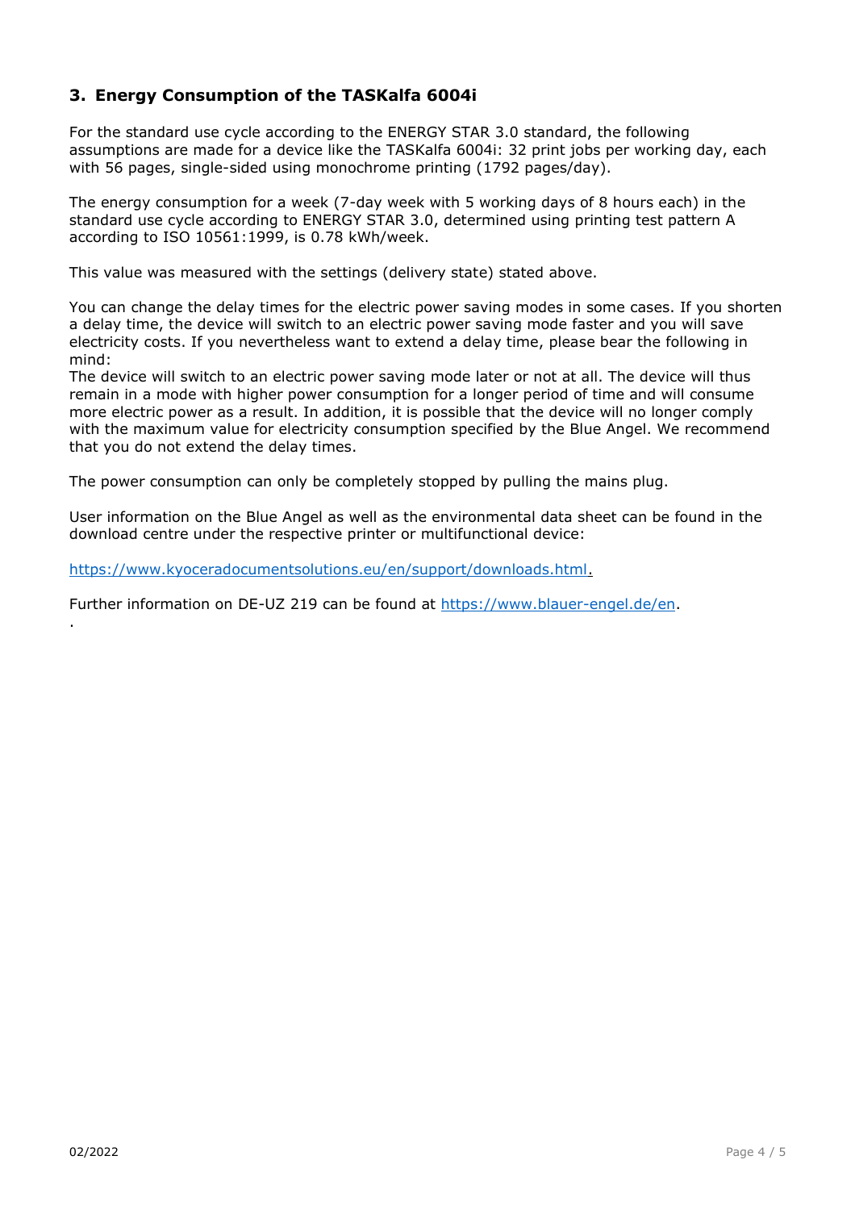## 3. Energy Consumption of the TASKalfa 6004i

For the standard use cycle according to the ENERGY STAR 3.0 standard, the following assumptions are made for a device like the TASKalfa 6004i: 32 print jobs per working day, each with 56 pages, single-sided using monochrome printing (1792 pages/day).

The energy consumption for a week (7-day week with 5 working days of 8 hours each) in the standard use cycle according to ENERGY STAR 3.0, determined using printing test pattern A according to ISO 10561:1999, is 0.78 kWh/week.

This value was measured with the settings (delivery state) stated above.

You can change the delay times for the electric power saving modes in some cases. If you shorten a delay time, the device will switch to an electric power saving mode faster and you will save electricity costs. If you nevertheless want to extend a delay time, please bear the following in mind:
The device will switch to an electric power saving mode later or not at all. The device will thus remain in a mode with higher power consumption for a longer period of time and will consume more electric power as a result. In addition, it is possible that the device will no longer comply with the maximum value for electricity consumption specified by the Blue Angel. We recommend that you do not extend the delay times.

The power consumption can only be completely stopped by pulling the mains plug.

User information on the Blue Angel as well as the environmental data sheet can be found in the download centre under the respective printer or multifunctional device:

https://www.kyoceradocumentsolutions.eu/en/support/downloads.html.

Further information on DE-UZ 219 can be found at https://www.blauer-engel.de/en.

.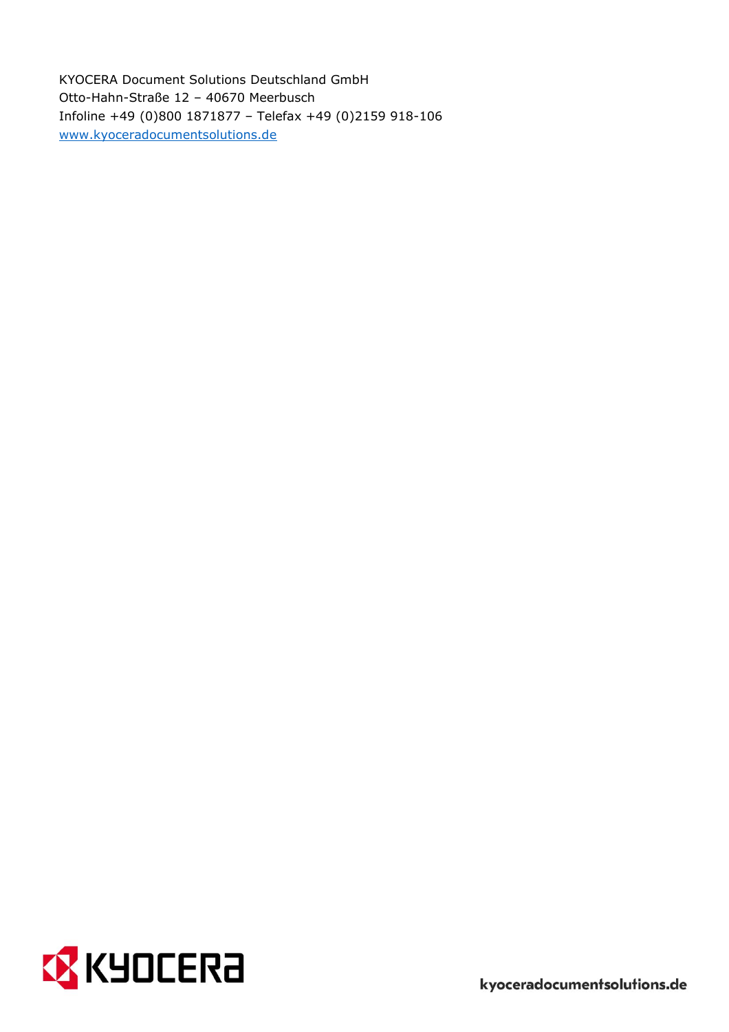KYOCERA Document Solutions Deutschland GmbH
Otto-Hahn-Straße 12 – 40670 Meerbusch
Infoline +49 (0)800 1871877 – Telefax +49 (0)2159 918-106
www.kyoceradocumentsolutions.de

kyoceradocumentsolutions.de